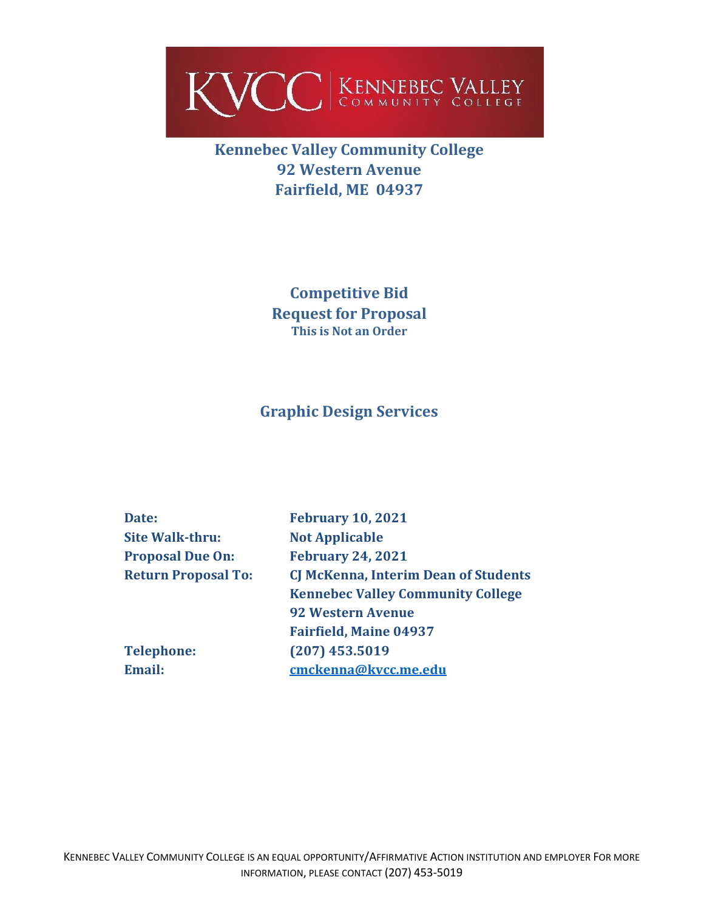KVCC | KENNEBEC VALLEY COMMUNITY COLLEGE

# Kennebec Valley Community College
# 92 Western Avenue
# Fairfield, ME 04937

## Competitive Bid
## Request for Proposal
**This is Not an Order**

## Graphic Design Services

| | |
|---|---|
| **Date:** | **February 10, 2021** |
| **Site Walk-thru:** | **Not Applicable** |
| **Proposal Due On:** | **February 24, 2021** |
| **Return Proposal To:** | **CJ McKenna, Interim Dean of Students**<br>**Kennebec Valley Community College**<br>**92 Western Avenue**<br>**Fairfield, Maine 04937** |
| **Telephone:** | **(207) 453.5019** |
| **Email:** | **cmckenna@kvcc.me.edu** |

KENNEBEC VALLEY COMMUNITY COLLEGE IS AN EQUAL OPPORTUNITY/AFFIRMATIVE ACTION INSTITUTION AND EMPLOYER FOR MORE INFORMATION, PLEASE CONTACT (207) 453-5019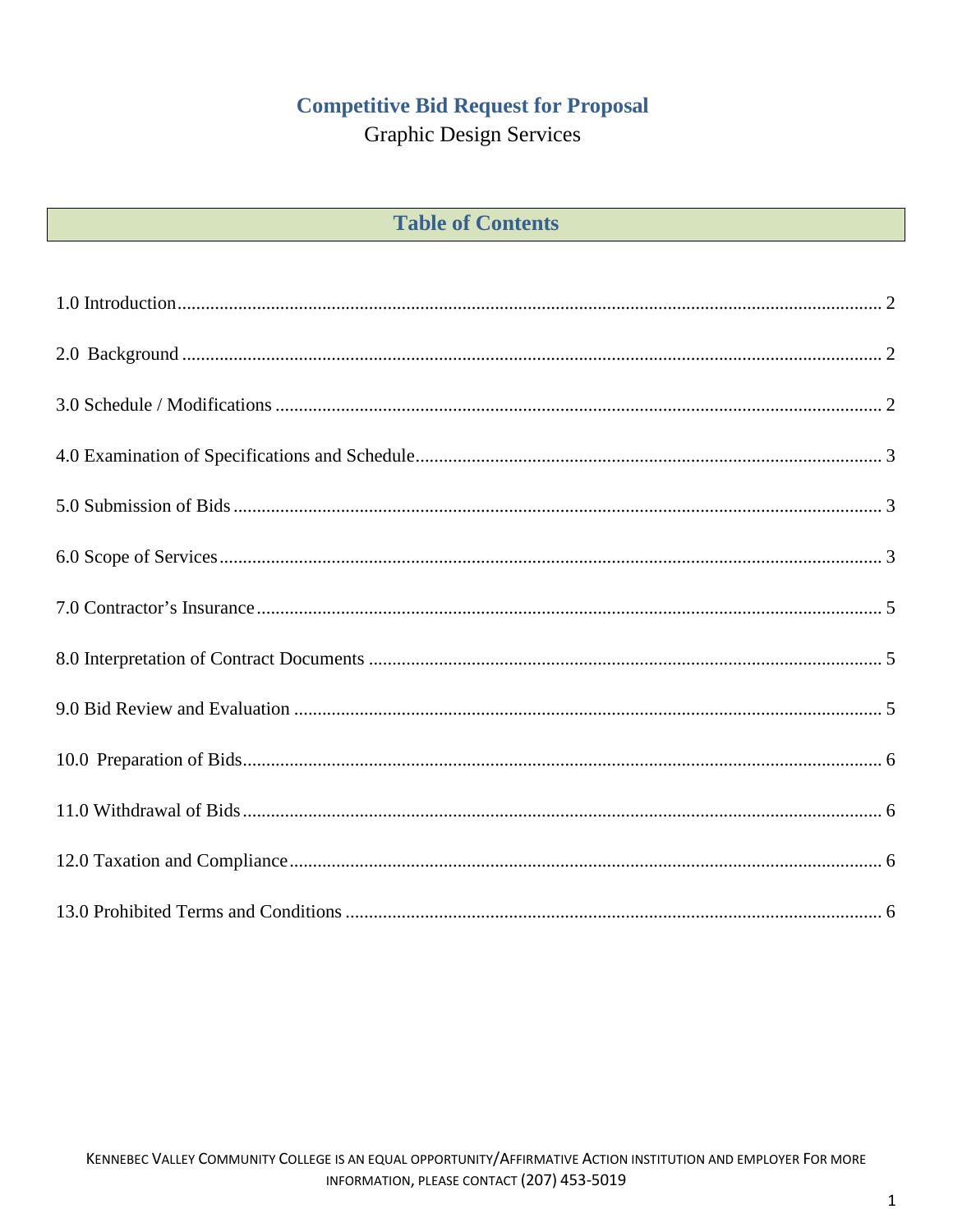# Competitive Bid Request for Proposal

Graphic Design Services

## Table of Contents

1.0 Introduction ........ 2

2.0 Background ........ 2

3.0 Schedule / Modifications ........ 2

4.0 Examination of Specifications and Schedule ........ 3

5.0 Submission of Bids ........ 3

6.0 Scope of Services ........ 3

7.0 Contractor's Insurance ........ 5

8.0 Interpretation of Contract Documents ........ 5

9.0 Bid Review and Evaluation ........ 5

10.0 Preparation of Bids ........ 6

11.0 Withdrawal of Bids ........ 6

12.0 Taxation and Compliance ........ 6

13.0 Prohibited Terms and Conditions ........ 6

KENNEBEC VALLEY COMMUNITY COLLEGE IS AN EQUAL OPPORTUNITY/AFFIRMATIVE ACTION INSTITUTION AND EMPLOYER FOR MORE INFORMATION, PLEASE CONTACT (207) 453-5019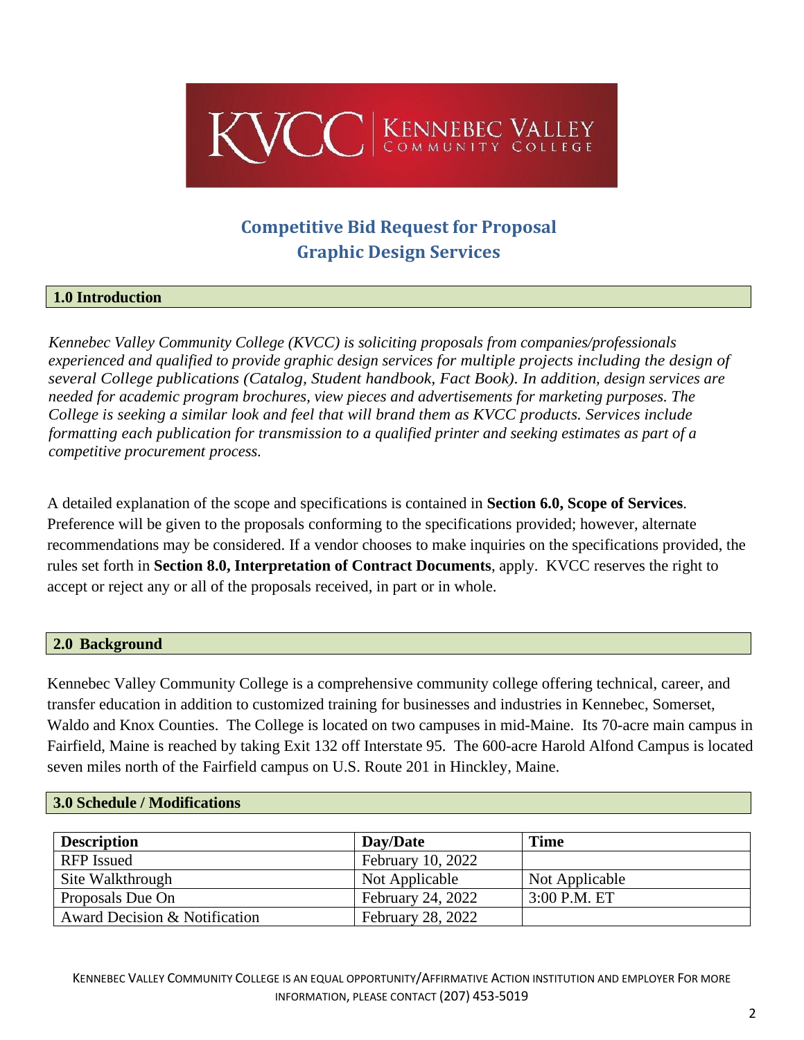KVCC | KENNEBEC VALLEY COMMUNITY COLLEGE

# Competitive Bid Request for Proposal
# Graphic Design Services

## 1.0 Introduction

*Kennebec Valley Community College (KVCC) is soliciting proposals from companies/professionals experienced and qualified to provide graphic design services for multiple projects including the design of several College publications (Catalog, Student handbook, Fact Book). In addition, design services are needed for academic program brochures, view pieces and advertisements for marketing purposes. The College is seeking a similar look and feel that will brand them as KVCC products. Services include formatting each publication for transmission to a qualified printer and seeking estimates as part of a competitive procurement process.*

A detailed explanation of the scope and specifications is contained in **Section 6.0, Scope of Services**. Preference will be given to the proposals conforming to the specifications provided; however, alternate recommendations may be considered. If a vendor chooses to make inquiries on the specifications provided, the rules set forth in **Section 8.0, Interpretation of Contract Documents**, apply. KVCC reserves the right to accept or reject any or all of the proposals received, in part or in whole.

## 2.0 Background

Kennebec Valley Community College is a comprehensive community college offering technical, career, and transfer education in addition to customized training for businesses and industries in Kennebec, Somerset, Waldo and Knox Counties. The College is located on two campuses in mid-Maine. Its 70-acre main campus in Fairfield, Maine is reached by taking Exit 132 off Interstate 95. The 600-acre Harold Alfond Campus is located seven miles north of the Fairfield campus on U.S. Route 201 in Hinckley, Maine.

## 3.0 Schedule / Modifications

| Description | Day/Date | Time |
|---|---|---|
| RFP Issued | February 10, 2022 | |
| Site Walkthrough | Not Applicable | Not Applicable |
| Proposals Due On | February 24, 2022 | 3:00 P.M. ET |
| Award Decision & Notification | February 28, 2022 | |

KENNEBEC VALLEY COMMUNITY COLLEGE IS AN EQUAL OPPORTUNITY/AFFIRMATIVE ACTION INSTITUTION AND EMPLOYER FOR MORE INFORMATION, PLEASE CONTACT (207) 453-5019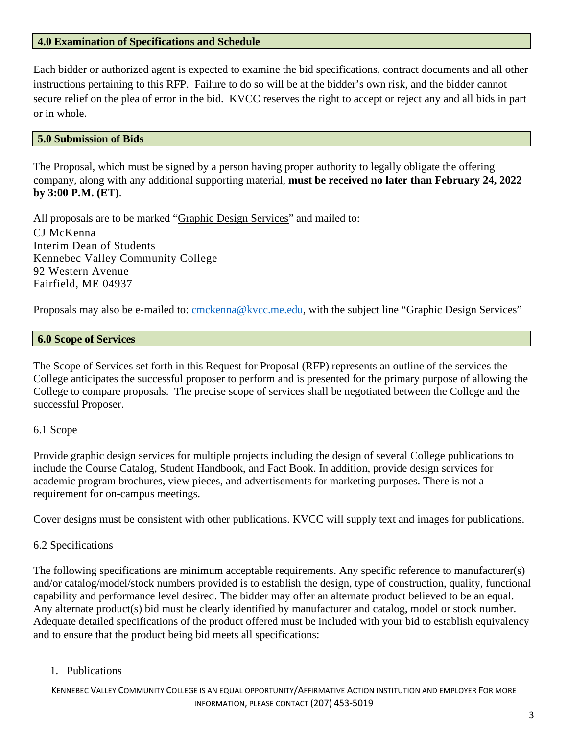## 4.0 Examination of Specifications and Schedule

Each bidder or authorized agent is expected to examine the bid specifications, contract documents and all other instructions pertaining to this RFP. Failure to do so will be at the bidder's own risk, and the bidder cannot secure relief on the plea of error in the bid. KVCC reserves the right to accept or reject any and all bids in part or in whole.

## 5.0 Submission of Bids

The Proposal, which must be signed by a person having proper authority to legally obligate the offering company, along with any additional supporting material, **must be received no later than February 24, 2022 by 3:00 P.M. (ET)**.

All proposals are to be marked "Graphic Design Services" and mailed to:

CJ McKenna  
Interim Dean of Students  
Kennebec Valley Community College  
92 Western Avenue  
Fairfield, ME 04937

Proposals may also be e-mailed to: cmckenna@kvcc.me.edu, with the subject line "Graphic Design Services"

## 6.0 Scope of Services

The Scope of Services set forth in this Request for Proposal (RFP) represents an outline of the services the College anticipates the successful proposer to perform and is presented for the primary purpose of allowing the College to compare proposals. The precise scope of services shall be negotiated between the College and the successful Proposer.

### 6.1 Scope

Provide graphic design services for multiple projects including the design of several College publications to include the Course Catalog, Student Handbook, and Fact Book. In addition, provide design services for academic program brochures, view pieces, and advertisements for marketing purposes. There is not a requirement for on-campus meetings.

Cover designs must be consistent with other publications. KVCC will supply text and images for publications.

### 6.2 Specifications

The following specifications are minimum acceptable requirements. Any specific reference to manufacturer(s) and/or catalog/model/stock numbers provided is to establish the design, type of construction, quality, functional capability and performance level desired. The bidder may offer an alternate product believed to be an equal. Any alternate product(s) bid must be clearly identified by manufacturer and catalog, model or stock number. Adequate detailed specifications of the product offered must be included with your bid to establish equivalency and to ensure that the product being bid meets all specifications:

1. Publications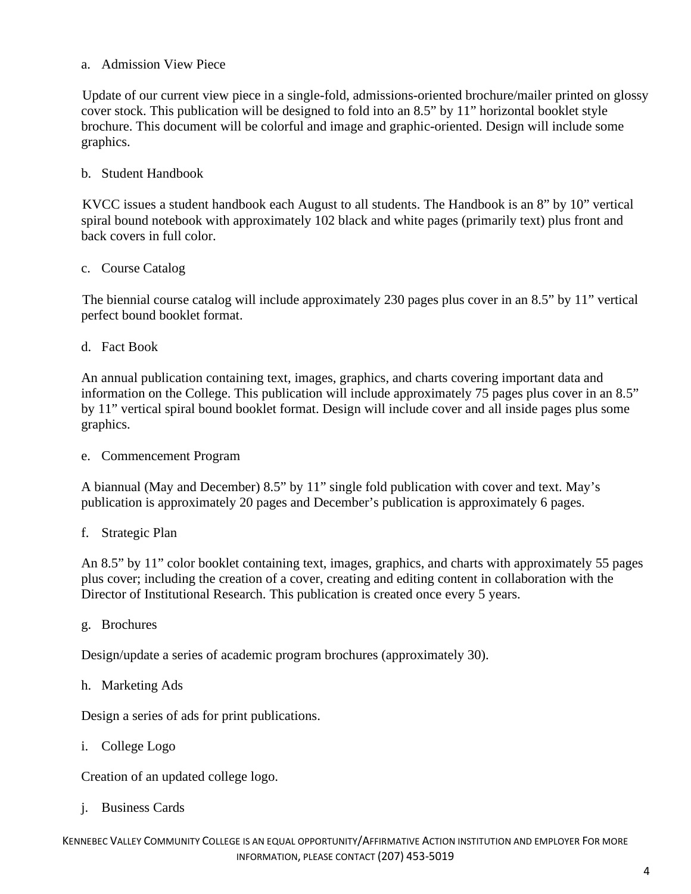a. Admission View Piece

Update of our current view piece in a single-fold, admissions-oriented brochure/mailer printed on glossy cover stock. This publication will be designed to fold into an 8.5” by 11” horizontal booklet style brochure. This document will be colorful and image and graphic-oriented. Design will include some graphics.

b. Student Handbook

KVCC issues a student handbook each August to all students. The Handbook is an 8” by 10” vertical spiral bound notebook with approximately 102 black and white pages (primarily text) plus front and back covers in full color.

c. Course Catalog

The biennial course catalog will include approximately 230 pages plus cover in an 8.5” by 11” vertical perfect bound booklet format.

d. Fact Book

An annual publication containing text, images, graphics, and charts covering important data and information on the College. This publication will include approximately 75 pages plus cover in an 8.5” by 11” vertical spiral bound booklet format. Design will include cover and all inside pages plus some graphics.

e. Commencement Program

A biannual (May and December) 8.5” by 11” single fold publication with cover and text. May’s publication is approximately 20 pages and December’s publication is approximately 6 pages.

f. Strategic Plan

An 8.5” by 11” color booklet containing text, images, graphics, and charts with approximately 55 pages plus cover; including the creation of a cover, creating and editing content in collaboration with the Director of Institutional Research. This publication is created once every 5 years.

g. Brochures

Design/update a series of academic program brochures (approximately 30).

h. Marketing Ads

Design a series of ads for print publications.

i. College Logo

Creation of an updated college logo.

j. Business Cards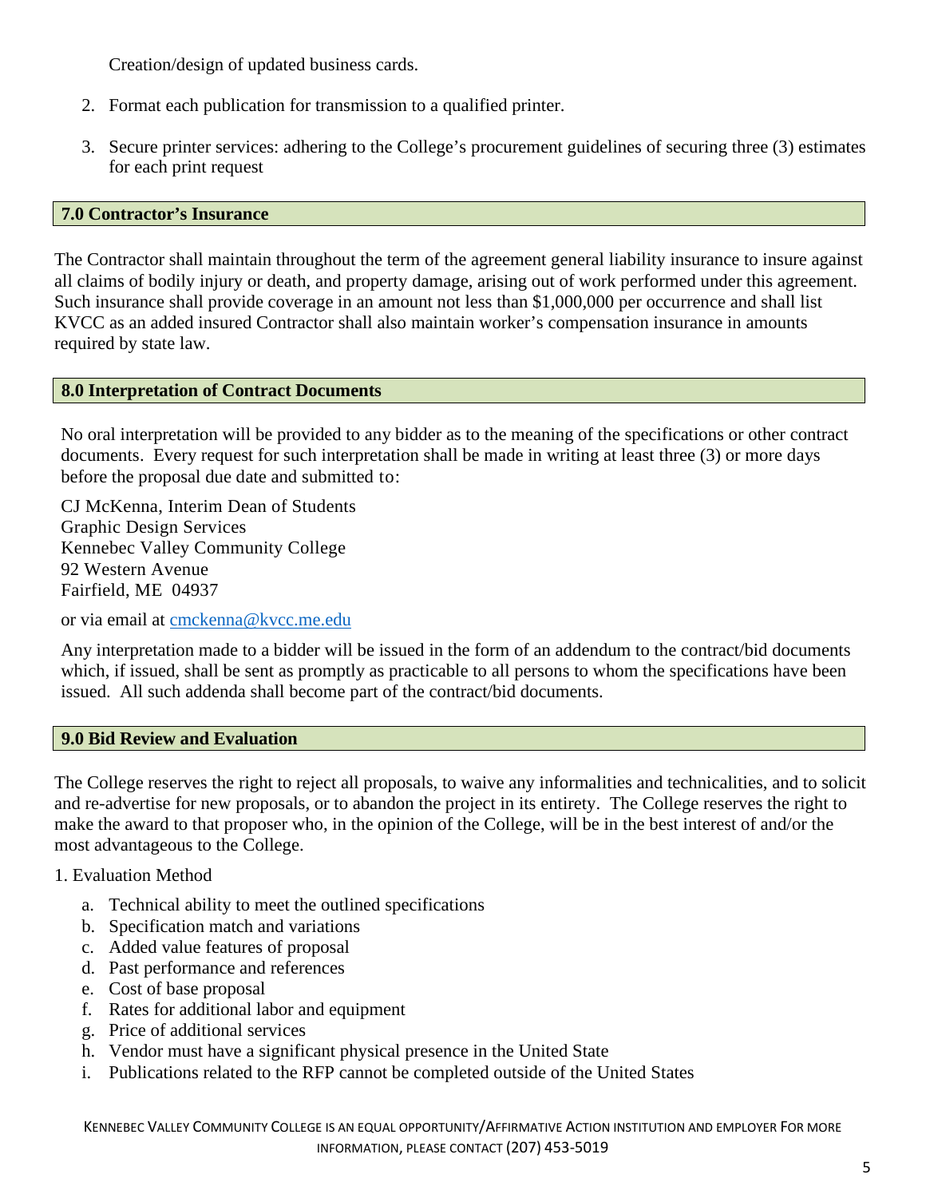Creation/design of updated business cards.

2. Format each publication for transmission to a qualified printer.
3. Secure printer services: adhering to the College's procurement guidelines of securing three (3) estimates for each print request

## 7.0 Contractor's Insurance

The Contractor shall maintain throughout the term of the agreement general liability insurance to insure against all claims of bodily injury or death, and property damage, arising out of work performed under this agreement. Such insurance shall provide coverage in an amount not less than $1,000,000 per occurrence and shall list KVCC as an added insured Contractor shall also maintain worker's compensation insurance in amounts required by state law.

## 8.0 Interpretation of Contract Documents

No oral interpretation will be provided to any bidder as to the meaning of the specifications or other contract documents. Every request for such interpretation shall be made in writing at least three (3) or more days before the proposal due date and submitted to:

CJ McKenna, Interim Dean of Students
Graphic Design Services
Kennebec Valley Community College
92 Western Avenue
Fairfield, ME 04937

or via email at cmckenna@kvcc.me.edu

Any interpretation made to a bidder will be issued in the form of an addendum to the contract/bid documents which, if issued, shall be sent as promptly as practicable to all persons to whom the specifications have been issued. All such addenda shall become part of the contract/bid documents.

## 9.0 Bid Review and Evaluation

The College reserves the right to reject all proposals, to waive any informalities and technicalities, and to solicit and re-advertise for new proposals, or to abandon the project in its entirety. The College reserves the right to make the award to that proposer who, in the opinion of the College, will be in the best interest of and/or the most advantageous to the College.

1. Evaluation Method
   a. Technical ability to meet the outlined specifications
   b. Specification match and variations
   c. Added value features of proposal
   d. Past performance and references
   e. Cost of base proposal
   f. Rates for additional labor and equipment
   g. Price of additional services
   h. Vendor must have a significant physical presence in the United State
   i. Publications related to the RFP cannot be completed outside of the United States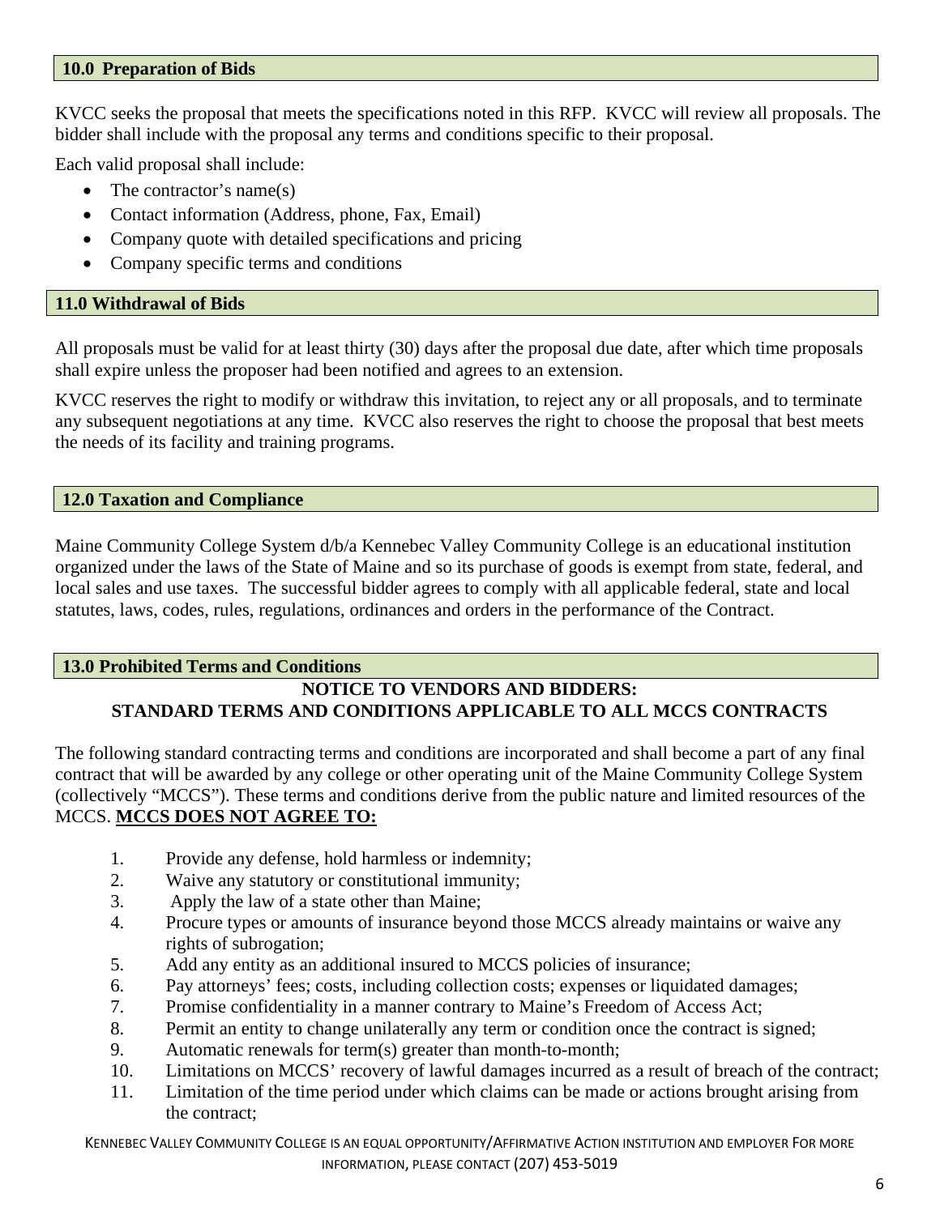## 10.0 Preparation of Bids

KVCC seeks the proposal that meets the specifications noted in this RFP. KVCC will review all proposals. The bidder shall include with the proposal any terms and conditions specific to their proposal.

Each valid proposal shall include:

- The contractor's name(s)
- Contact information (Address, phone, Fax, Email)
- Company quote with detailed specifications and pricing
- Company specific terms and conditions

## 11.0 Withdrawal of Bids

All proposals must be valid for at least thirty (30) days after the proposal due date, after which time proposals shall expire unless the proposer had been notified and agrees to an extension.

KVCC reserves the right to modify or withdraw this invitation, to reject any or all proposals, and to terminate any subsequent negotiations at any time. KVCC also reserves the right to choose the proposal that best meets the needs of its facility and training programs.

## 12.0 Taxation and Compliance

Maine Community College System d/b/a Kennebec Valley Community College is an educational institution organized under the laws of the State of Maine and so its purchase of goods is exempt from state, federal, and local sales and use taxes. The successful bidder agrees to comply with all applicable federal, state and local statutes, laws, codes, rules, regulations, ordinances and orders in the performance of the Contract.

## 13.0 Prohibited Terms and Conditions

**NOTICE TO VENDORS AND BIDDERS:**
**STANDARD TERMS AND CONDITIONS APPLICABLE TO ALL MCCS CONTRACTS**

The following standard contracting terms and conditions are incorporated and shall become a part of any final contract that will be awarded by any college or other operating unit of the Maine Community College System (collectively "MCCS"). These terms and conditions derive from the public nature and limited resources of the MCCS. **MCCS DOES NOT AGREE TO:**

1. Provide any defense, hold harmless or indemnity;
2. Waive any statutory or constitutional immunity;
3. Apply the law of a state other than Maine;
4. Procure types or amounts of insurance beyond those MCCS already maintains or waive any rights of subrogation;
5. Add any entity as an additional insured to MCCS policies of insurance;
6. Pay attorneys' fees; costs, including collection costs; expenses or liquidated damages;
7. Promise confidentiality in a manner contrary to Maine's Freedom of Access Act;
8. Permit an entity to change unilaterally any term or condition once the contract is signed;
9. Automatic renewals for term(s) greater than month-to-month;
10. Limitations on MCCS' recovery of lawful damages incurred as a result of breach of the contract;
11. Limitation of the time period under which claims can be made or actions brought arising from the contract;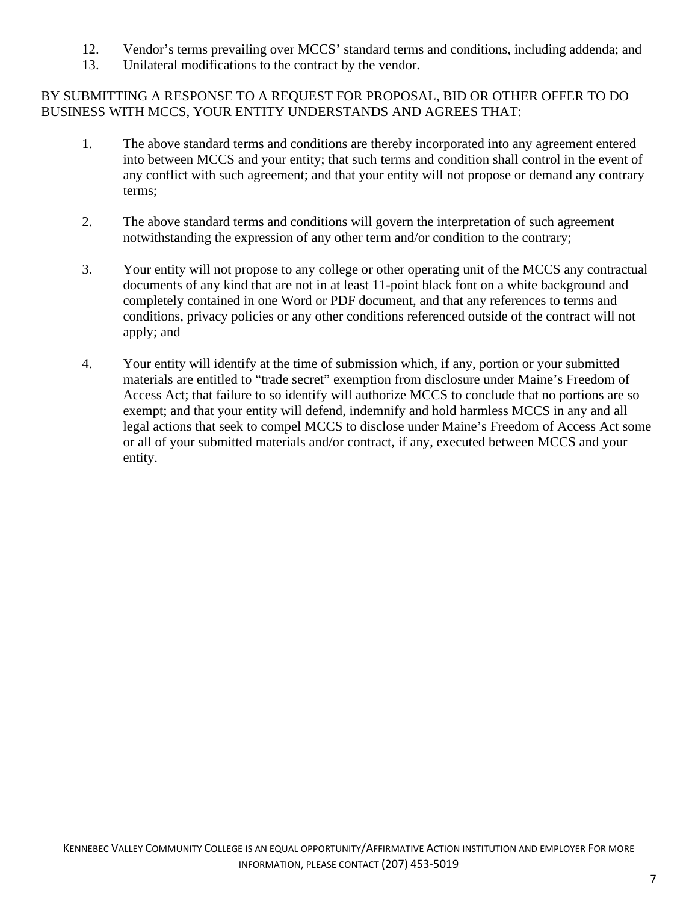12. Vendor's terms prevailing over MCCS' standard terms and conditions, including addenda; and
13. Unilateral modifications to the contract by the vendor.

BY SUBMITTING A RESPONSE TO A REQUEST FOR PROPOSAL, BID OR OTHER OFFER TO DO BUSINESS WITH MCCS, YOUR ENTITY UNDERSTANDS AND AGREES THAT:

1. The above standard terms and conditions are thereby incorporated into any agreement entered into between MCCS and your entity; that such terms and condition shall control in the event of any conflict with such agreement; and that your entity will not propose or demand any contrary terms;

2. The above standard terms and conditions will govern the interpretation of such agreement notwithstanding the expression of any other term and/or condition to the contrary;

3. Your entity will not propose to any college or other operating unit of the MCCS any contractual documents of any kind that are not in at least 11-point black font on a white background and completely contained in one Word or PDF document, and that any references to terms and conditions, privacy policies or any other conditions referenced outside of the contract will not apply; and

4. Your entity will identify at the time of submission which, if any, portion or your submitted materials are entitled to "trade secret" exemption from disclosure under Maine's Freedom of Access Act; that failure to so identify will authorize MCCS to conclude that no portions are so exempt; and that your entity will defend, indemnify and hold harmless MCCS in any and all legal actions that seek to compel MCCS to disclose under Maine's Freedom of Access Act some or all of your submitted materials and/or contract, if any, executed between MCCS and your entity.